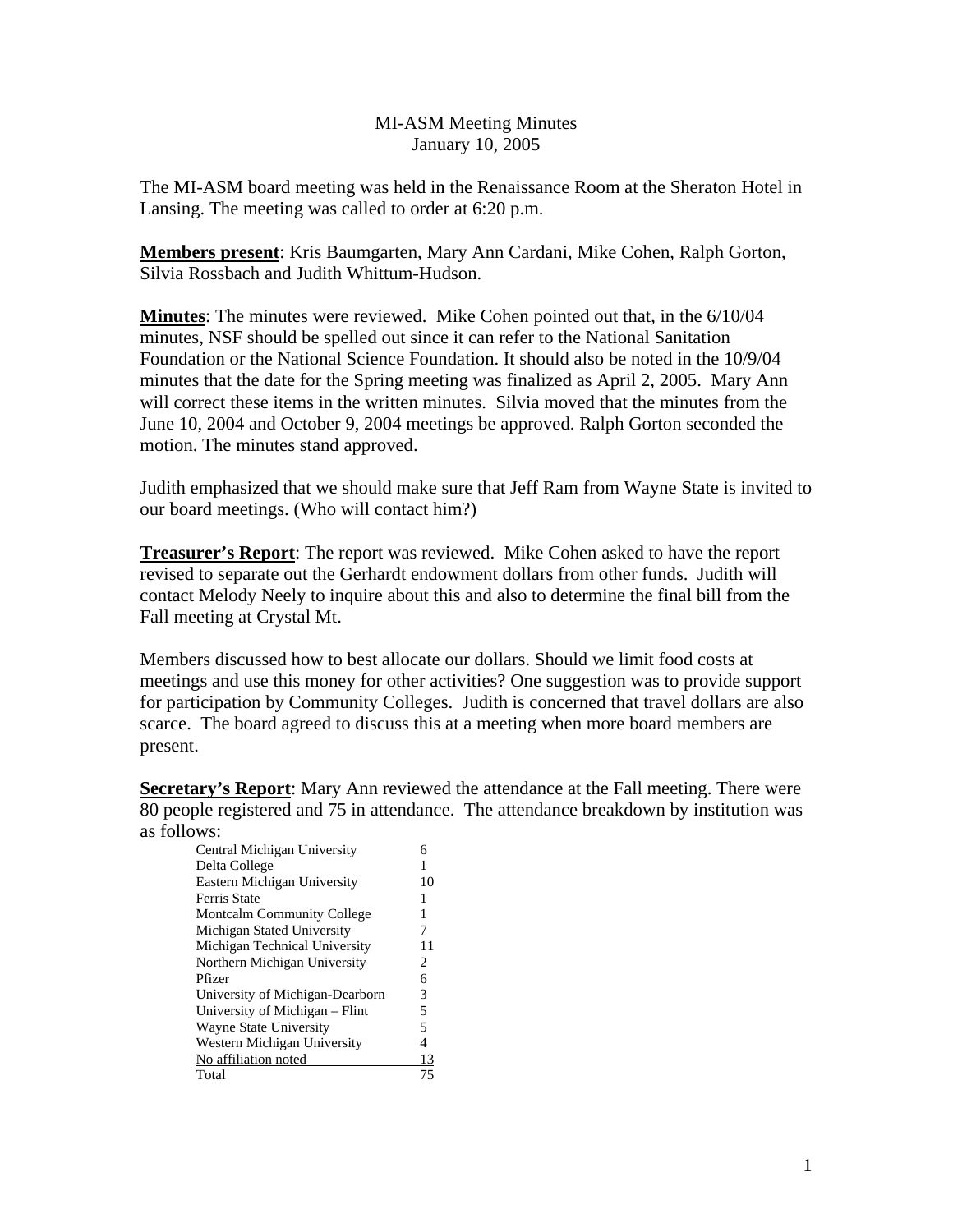MI-ASM Meeting Minutes
January 10, 2005

The MI-ASM board meeting was held in the Renaissance Room at the Sheraton Hotel in Lansing. The meeting was called to order at 6:20 p.m.

**Members present**: Kris Baumgarten, Mary Ann Cardani, Mike Cohen, Ralph Gorton, Silvia Rossbach and Judith Whittum-Hudson.

**Minutes**: The minutes were reviewed. Mike Cohen pointed out that, in the 6/10/04 minutes, NSF should be spelled out since it can refer to the National Sanitation Foundation or the National Science Foundation. It should also be noted in the 10/9/04 minutes that the date for the Spring meeting was finalized as April 2, 2005. Mary Ann will correct these items in the written minutes. Silvia moved that the minutes from the June 10, 2004 and October 9, 2004 meetings be approved. Ralph Gorton seconded the motion. The minutes stand approved.

Judith emphasized that we should make sure that Jeff Ram from Wayne State is invited to our board meetings. (Who will contact him?)

**Treasurer's Report**: The report was reviewed. Mike Cohen asked to have the report revised to separate out the Gerhardt endowment dollars from other funds. Judith will contact Melody Neely to inquire about this and also to determine the final bill from the Fall meeting at Crystal Mt.

Members discussed how to best allocate our dollars. Should we limit food costs at meetings and use this money for other activities? One suggestion was to provide support for participation by Community Colleges. Judith is concerned that travel dollars are also scarce. The board agreed to discuss this at a meeting when more board members are present.

**Secretary's Report**: Mary Ann reviewed the attendance at the Fall meeting. There were 80 people registered and 75 in attendance. The attendance breakdown by institution was as follows:

| Institution | Number |
|---|---|
| Central Michigan University | 6 |
| Delta College | 1 |
| Eastern Michigan University | 10 |
| Ferris State | 1 |
| Montcalm Community College | 1 |
| Michigan Stated University | 7 |
| Michigan Technical University | 11 |
| Northern Michigan University | 2 |
| Pfizer | 6 |
| University of Michigan-Dearborn | 3 |
| University of Michigan – Flint | 5 |
| Wayne State University | 5 |
| Western Michigan University | 4 |
| No affiliation noted | 13 |
| Total | 75 |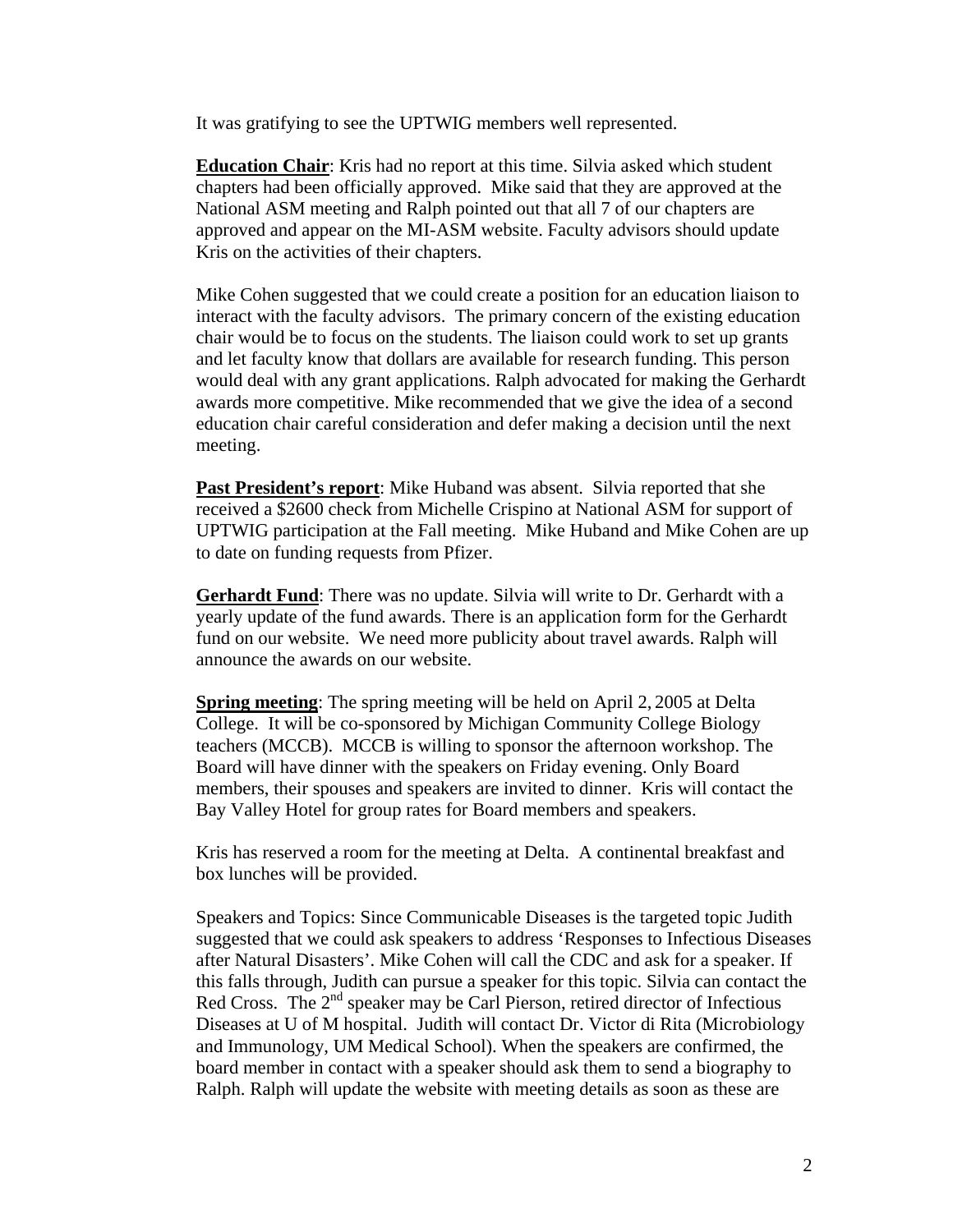It was gratifying to see the UPTWIG members well represented.

**Education Chair**: Kris had no report at this time. Silvia asked which student chapters had been officially approved. Mike said that they are approved at the National ASM meeting and Ralph pointed out that all 7 of our chapters are approved and appear on the MI-ASM website. Faculty advisors should update Kris on the activities of their chapters.

Mike Cohen suggested that we could create a position for an education liaison to interact with the faculty advisors. The primary concern of the existing education chair would be to focus on the students. The liaison could work to set up grants and let faculty know that dollars are available for research funding. This person would deal with any grant applications. Ralph advocated for making the Gerhardt awards more competitive. Mike recommended that we give the idea of a second education chair careful consideration and defer making a decision until the next meeting.

**Past President's report**: Mike Huband was absent. Silvia reported that she received a $2600 check from Michelle Crispino at National ASM for support of UPTWIG participation at the Fall meeting. Mike Huband and Mike Cohen are up to date on funding requests from Pfizer.

**Gerhardt Fund**: There was no update. Silvia will write to Dr. Gerhardt with a yearly update of the fund awards. There is an application form for the Gerhardt fund on our website. We need more publicity about travel awards. Ralph will announce the awards on our website.

**Spring meeting**: The spring meeting will be held on April 2, 2005 at Delta College. It will be co-sponsored by Michigan Community College Biology teachers (MCCB). MCCB is willing to sponsor the afternoon workshop. The Board will have dinner with the speakers on Friday evening. Only Board members, their spouses and speakers are invited to dinner. Kris will contact the Bay Valley Hotel for group rates for Board members and speakers.

Kris has reserved a room for the meeting at Delta. A continental breakfast and box lunches will be provided.

Speakers and Topics: Since Communicable Diseases is the targeted topic Judith suggested that we could ask speakers to address 'Responses to Infectious Diseases after Natural Disasters'. Mike Cohen will call the CDC and ask for a speaker. If this falls through, Judith can pursue a speaker for this topic. Silvia can contact the Red Cross. The 2nd speaker may be Carl Pierson, retired director of Infectious Diseases at U of M hospital. Judith will contact Dr. Victor di Rita (Microbiology and Immunology, UM Medical School). When the speakers are confirmed, the board member in contact with a speaker should ask them to send a biography to Ralph. Ralph will update the website with meeting details as soon as these are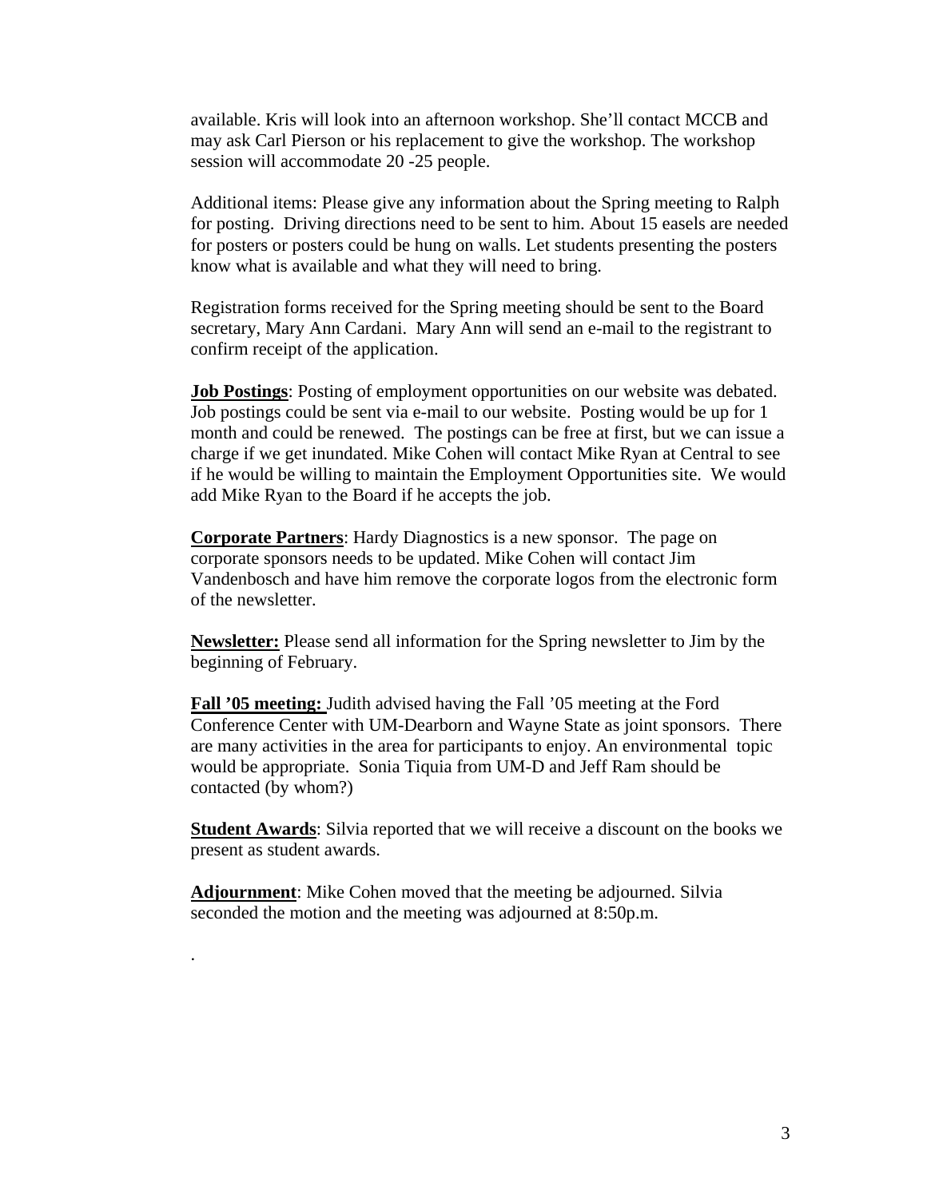available. Kris will look into an afternoon workshop. She'll contact MCCB and may ask Carl Pierson or his replacement to give the workshop. The workshop session will accommodate 20 -25 people.

Additional items: Please give any information about the Spring meeting to Ralph for posting. Driving directions need to be sent to him. About 15 easels are needed for posters or posters could be hung on walls. Let students presenting the posters know what is available and what they will need to bring.

Registration forms received for the Spring meeting should be sent to the Board secretary, Mary Ann Cardani. Mary Ann will send an e-mail to the registrant to confirm receipt of the application.

**Job Postings**: Posting of employment opportunities on our website was debated. Job postings could be sent via e-mail to our website. Posting would be up for 1 month and could be renewed. The postings can be free at first, but we can issue a charge if we get inundated. Mike Cohen will contact Mike Ryan at Central to see if he would be willing to maintain the Employment Opportunities site. We would add Mike Ryan to the Board if he accepts the job.

**Corporate Partners**: Hardy Diagnostics is a new sponsor. The page on corporate sponsors needs to be updated. Mike Cohen will contact Jim Vandenbosch and have him remove the corporate logos from the electronic form of the newsletter.

**Newsletter:** Please send all information for the Spring newsletter to Jim by the beginning of February.

**Fall '05 meeting:** Judith advised having the Fall '05 meeting at the Ford Conference Center with UM-Dearborn and Wayne State as joint sponsors. There are many activities in the area for participants to enjoy. An environmental topic would be appropriate. Sonia Tiquia from UM-D and Jeff Ram should be contacted (by whom?)

**Student Awards**: Silvia reported that we will receive a discount on the books we present as student awards.

**Adjournment**: Mike Cohen moved that the meeting be adjourned. Silvia seconded the motion and the meeting was adjourned at 8:50p.m.

.